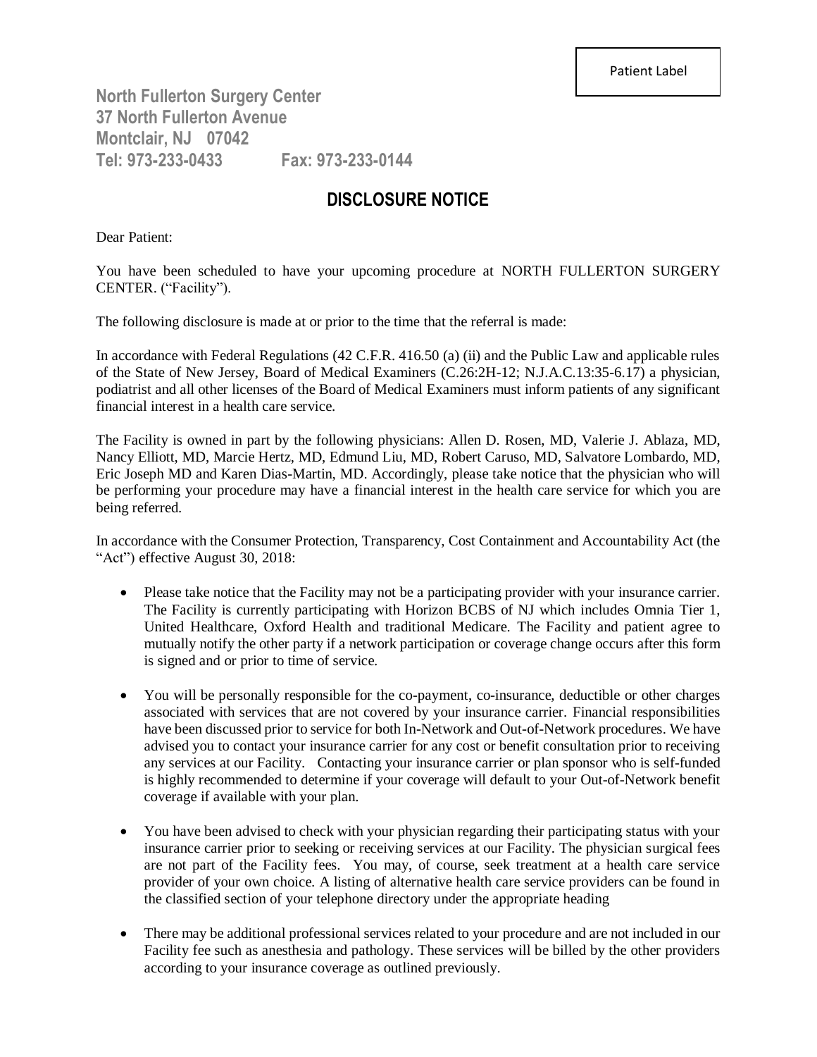Patient Label

**North Fullerton Surgery Center**
**37 North Fullerton Avenue**
**Montclair, NJ 07042**
**Tel: 973-233-0433 Fax: 973-233-0144**

## DISCLOSURE NOTICE

Dear Patient:

You have been scheduled to have your upcoming procedure at NORTH FULLERTON SURGERY CENTER. ("Facility").

The following disclosure is made at or prior to the time that the referral is made:

In accordance with Federal Regulations (42 C.F.R. 416.50 (a) (ii) and the Public Law and applicable rules of the State of New Jersey, Board of Medical Examiners (C.26:2H-12; N.J.A.C.13:35-6.17) a physician, podiatrist and all other licenses of the Board of Medical Examiners must inform patients of any significant financial interest in a health care service.

The Facility is owned in part by the following physicians: Allen D. Rosen, MD, Valerie J. Ablaza, MD, Nancy Elliott, MD, Marcie Hertz, MD, Edmund Liu, MD, Robert Caruso, MD, Salvatore Lombardo, MD, Eric Joseph MD and Karen Dias-Martin, MD. Accordingly, please take notice that the physician who will be performing your procedure may have a financial interest in the health care service for which you are being referred.

In accordance with the Consumer Protection, Transparency, Cost Containment and Accountability Act (the "Act") effective August 30, 2018:

- Please take notice that the Facility may not be a participating provider with your insurance carrier. The Facility is currently participating with Horizon BCBS of NJ which includes Omnia Tier 1, United Healthcare, Oxford Health and traditional Medicare. The Facility and patient agree to mutually notify the other party if a network participation or coverage change occurs after this form is signed and or prior to time of service.
- You will be personally responsible for the co-payment, co-insurance, deductible or other charges associated with services that are not covered by your insurance carrier. Financial responsibilities have been discussed prior to service for both In-Network and Out-of-Network procedures. We have advised you to contact your insurance carrier for any cost or benefit consultation prior to receiving any services at our Facility. Contacting your insurance carrier or plan sponsor who is self-funded is highly recommended to determine if your coverage will default to your Out-of-Network benefit coverage if available with your plan.
- You have been advised to check with your physician regarding their participating status with your insurance carrier prior to seeking or receiving services at our Facility. The physician surgical fees are not part of the Facility fees. You may, of course, seek treatment at a health care service provider of your own choice. A listing of alternative health care service providers can be found in the classified section of your telephone directory under the appropriate heading
- There may be additional professional services related to your procedure and are not included in our Facility fee such as anesthesia and pathology. These services will be billed by the other providers according to your insurance coverage as outlined previously.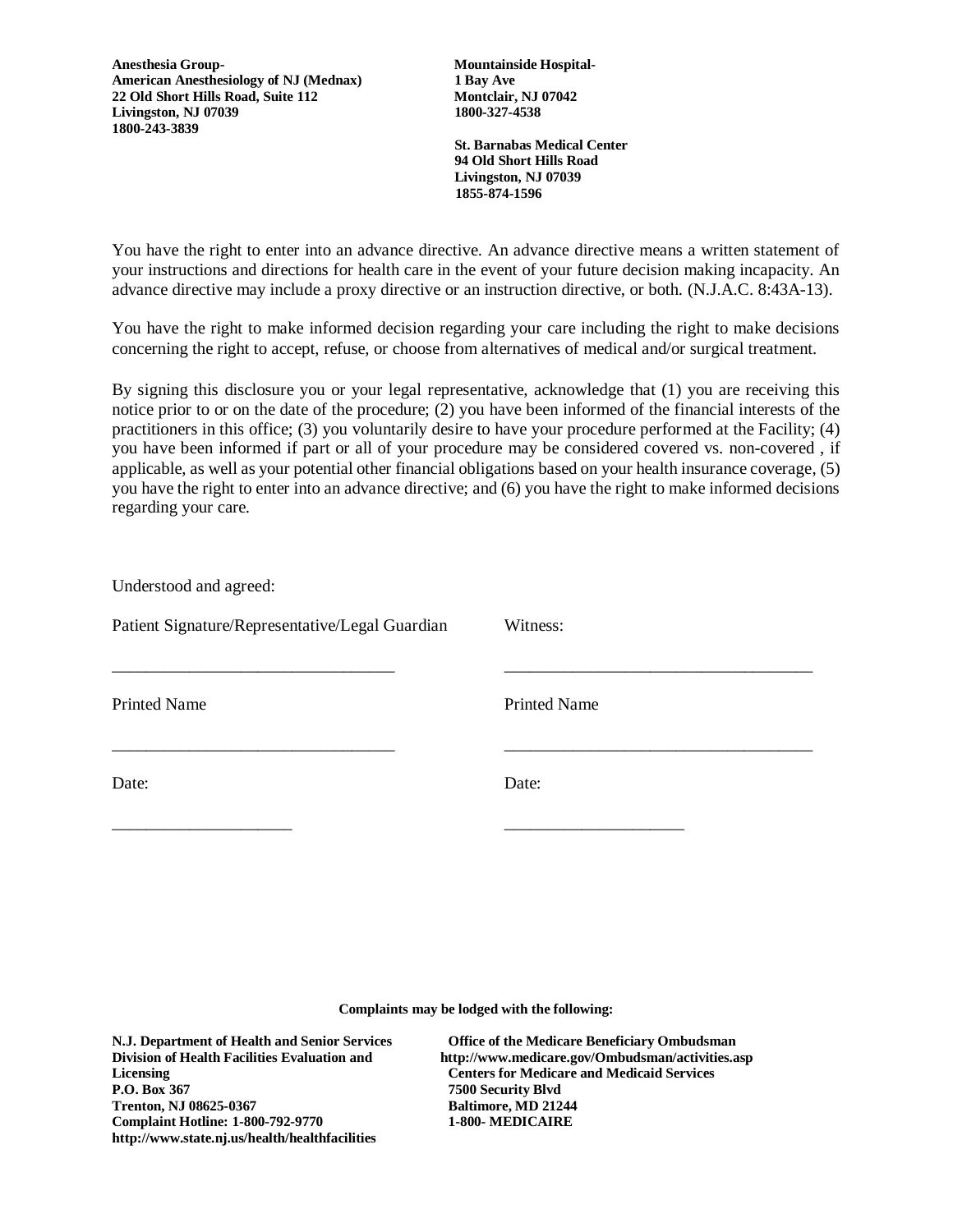**Anesthesia Group-**
**American Anesthesiology of NJ (Mednax)**
**22 Old Short Hills Road, Suite 112**
**Livingston, NJ 07039**
**1800-243-3839**

**Mountainside Hospital-**
**1 Bay Ave**
**Montclair, NJ 07042**
**1800-327-4538**

**St. Barnabas Medical Center**
**94 Old Short Hills Road**
**Livingston, NJ 07039**
**1855-874-1596**

You have the right to enter into an advance directive. An advance directive means a written statement of your instructions and directions for health care in the event of your future decision making incapacity. An advance directive may include a proxy directive or an instruction directive, or both. (N.J.A.C. 8:43A-13).

You have the right to make informed decision regarding your care including the right to make decisions concerning the right to accept, refuse, or choose from alternatives of medical and/or surgical treatment.

By signing this disclosure you or your legal representative, acknowledge that (1) you are receiving this notice prior to or on the date of the procedure; (2) you have been informed of the financial interests of the practitioners in this office; (3) you voluntarily desire to have your procedure performed at the Facility; (4) you have been informed if part or all of your procedure may be considered covered vs. non-covered , if applicable, as well as your potential other financial obligations based on your health insurance coverage, (5) you have the right to enter into an advance directive; and (6) you have the right to make informed decisions regarding your care.

Understood and agreed:

| Patient Signature/Representative/Legal Guardian | Witness: |
| --- | --- |
| ________________________________ | ___________________________________ |
| Printed Name | Printed Name |
| ________________________________ | ___________________________________ |
| Date: | Date: |
| ____________________ | ____________________ |

**Complaints may be lodged with the following:**

**N.J. Department of Health and Senior Services**
**Division of Health Facilities Evaluation and Licensing**
**P.O. Box 367**
**Trenton, NJ 08625-0367**
**Complaint Hotline: 1-800-792-9770**
**http://www.state.nj.us/health/healthfacilities**

**Office of the Medicare Beneficiary Ombudsman**
**http://www.medicare.gov/Ombudsman/activities.asp**
**Centers for Medicare and Medicaid Services**
**7500 Security Blvd**
**Baltimore, MD 21244**
**1-800- MEDICAIRE**